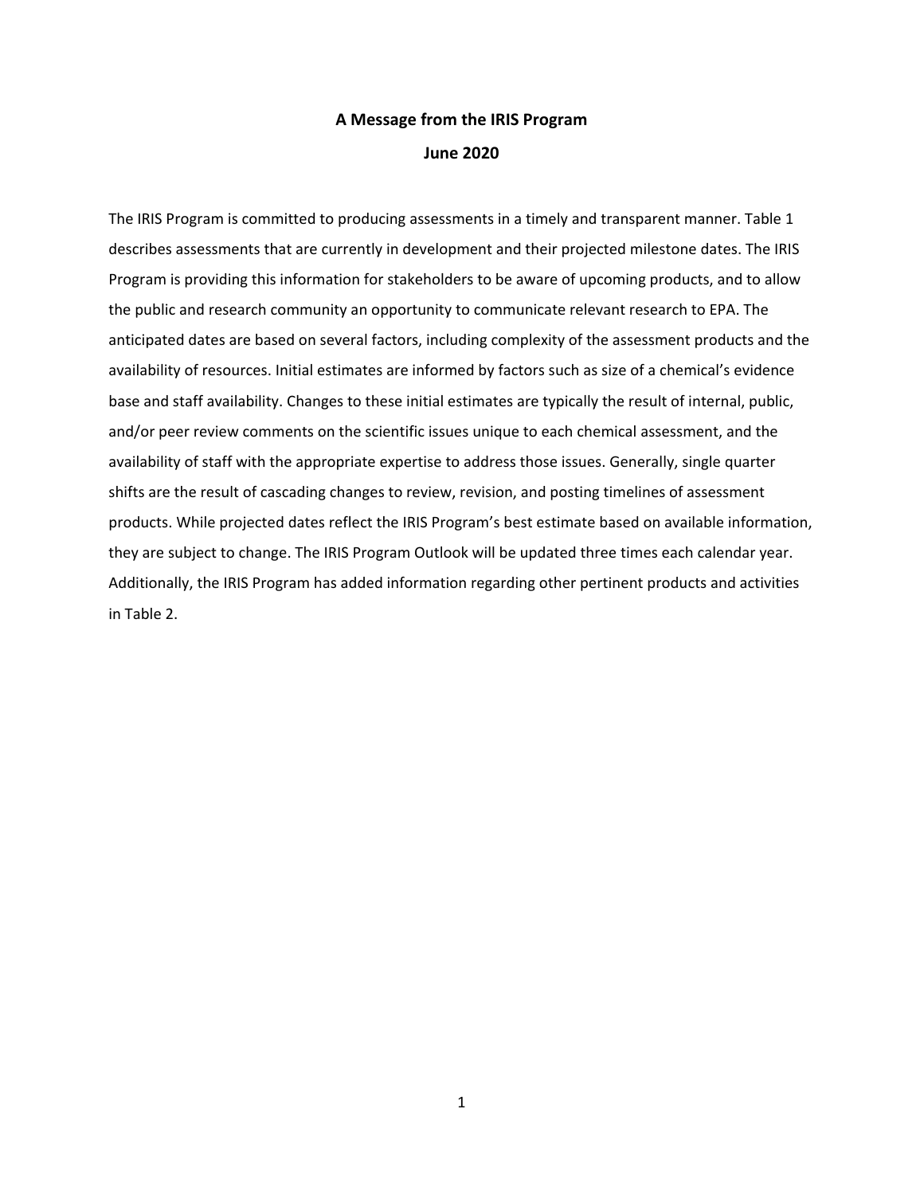# A Message from the IRIS Program

## June 2020

The IRIS Program is committed to producing assessments in a timely and transparent manner. Table 1 describes assessments that are currently in development and their projected milestone dates. The IRIS Program is providing this information for stakeholders to be aware of upcoming products, and to allow the public and research community an opportunity to communicate relevant research to EPA. The anticipated dates are based on several factors, including complexity of the assessment products and the availability of resources. Initial estimates are informed by factors such as size of a chemical's evidence base and staff availability. Changes to these initial estimates are typically the result of internal, public, and/or peer review comments on the scientific issues unique to each chemical assessment, and the availability of staff with the appropriate expertise to address those issues. Generally, single quarter shifts are the result of cascading changes to review, revision, and posting timelines of assessment products. While projected dates reflect the IRIS Program's best estimate based on available information, they are subject to change. The IRIS Program Outlook will be updated three times each calendar year. Additionally, the IRIS Program has added information regarding other pertinent products and activities in Table 2.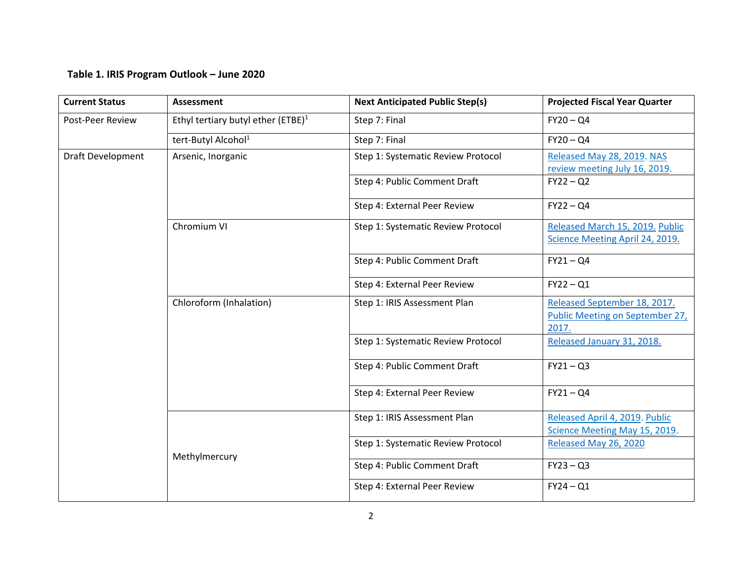**Table 1. IRIS Program Outlook – June 2020**

| Current Status | Assessment | Next Anticipated Public Step(s) | Projected Fiscal Year Quarter |
|---|---|---|---|
| Post-Peer Review | Ethyl tertiary butyl ether (ETBE)[1] | Step 7: Final | FY20 – Q4 |
| | tert-Butyl Alcohol[1] | Step 7: Final | FY20 – Q4 |
| Draft Development | Arsenic, Inorganic | Step 1: Systematic Review Protocol | Released May 28, 2019. NAS review meeting July 16, 2019. |
| | | Step 4: Public Comment Draft | FY22 – Q2 |
| | | Step 4: External Peer Review | FY22 – Q4 |
| | Chromium VI | Step 1: Systematic Review Protocol | Released March 15, 2019. Public Science Meeting April 24, 2019. |
| | | Step 4: Public Comment Draft | FY21 – Q4 |
| | | Step 4: External Peer Review | FY22 – Q1 |
| | Chloroform (Inhalation) | Step 1: IRIS Assessment Plan | Released September 18, 2017. Public Meeting on September 27, 2017. |
| | | Step 1: Systematic Review Protocol | Released January 31, 2018. |
| | | Step 4: Public Comment Draft | FY21 – Q3 |
| | | Step 4: External Peer Review | FY21 – Q4 |
| | Methylmercury | Step 1: IRIS Assessment Plan | Released April 4, 2019. Public Science Meeting May 15, 2019. |
| | | Step 1: Systematic Review Protocol | Released May 26, 2020 |
| | | Step 4: Public Comment Draft | FY23 – Q3 |
| | | Step 4: External Peer Review | FY24 – Q1 |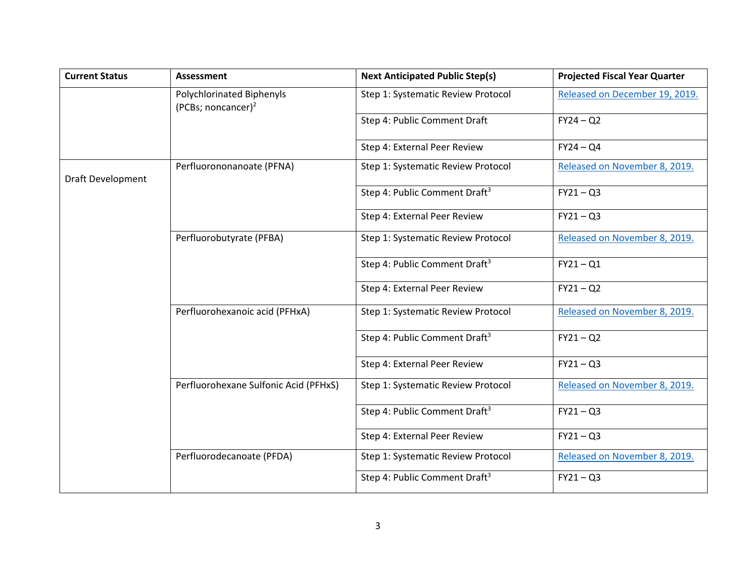| Current Status | Assessment | Next Anticipated Public Step(s) | Projected Fiscal Year Quarter |
|---|---|---|---|
| | Polychlorinated Biphenyls (PCBs; noncancer)[2] | Step 1: Systematic Review Protocol | Released on December 19, 2019. |
| | | Step 4: Public Comment Draft | FY24 – Q2 |
| | | Step 4: External Peer Review | FY24 – Q4 |
| Draft Development | Perfluorononanoate (PFNA) | Step 1: Systematic Review Protocol | Released on November 8, 2019. |
| | | Step 4: Public Comment Draft[3] | FY21 – Q3 |
| | | Step 4: External Peer Review | FY21 – Q3 |
| | Perfluorobutyrate (PFBA) | Step 1: Systematic Review Protocol | Released on November 8, 2019. |
| | | Step 4: Public Comment Draft[3] | FY21 – Q1 |
| | | Step 4: External Peer Review | FY21 – Q2 |
| | Perfluorohexanoic acid (PFHxA) | Step 1: Systematic Review Protocol | Released on November 8, 2019. |
| | | Step 4: Public Comment Draft[3] | FY21 – Q2 |
| | | Step 4: External Peer Review | FY21 – Q3 |
| | Perfluorohexane Sulfonic Acid (PFHxS) | Step 1: Systematic Review Protocol | Released on November 8, 2019. |
| | | Step 4: Public Comment Draft[3] | FY21 – Q3 |
| | | Step 4: External Peer Review | FY21 – Q3 |
| | Perfluorodecanoate (PFDA) | Step 1: Systematic Review Protocol | Released on November 8, 2019. |
| | | Step 4: Public Comment Draft[3] | FY21 – Q3 |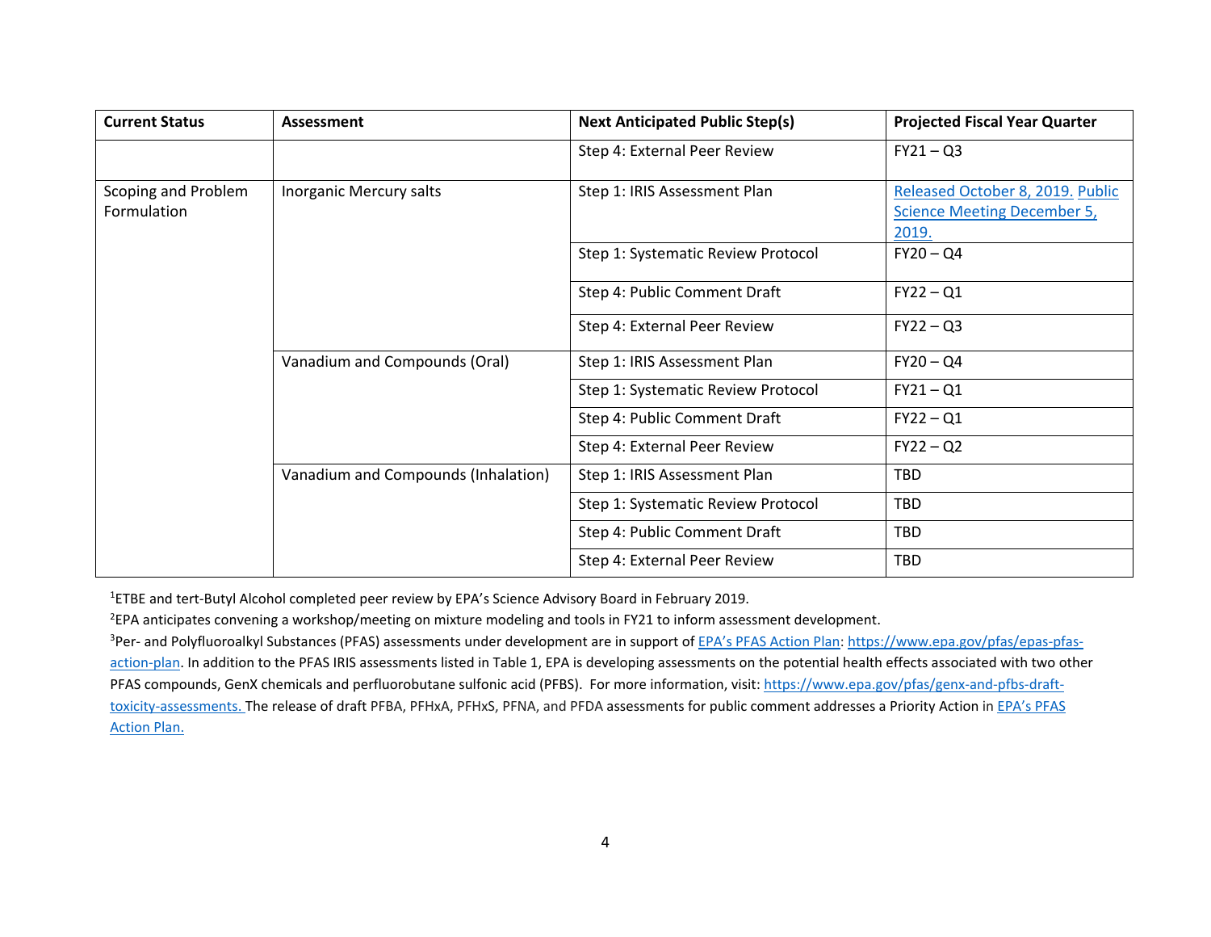| Current Status | Assessment | Next Anticipated Public Step(s) | Projected Fiscal Year Quarter |
|---|---|---|---|
| | | Step 4: External Peer Review | FY21 – Q3 |
| Scoping and Problem Formulation | Inorganic Mercury salts | Step 1: IRIS Assessment Plan | Released October 8, 2019. Public Science Meeting December 5, 2019. |
| | | Step 1: Systematic Review Protocol | FY20 – Q4 |
| | | Step 4: Public Comment Draft | FY22 – Q1 |
| | | Step 4: External Peer Review | FY22 – Q3 |
| | Vanadium and Compounds (Oral) | Step 1: IRIS Assessment Plan | FY20 – Q4 |
| | | Step 1: Systematic Review Protocol | FY21 – Q1 |
| | | Step 4: Public Comment Draft | FY22 – Q1 |
| | | Step 4: External Peer Review | FY22 – Q2 |
| | Vanadium and Compounds (Inhalation) | Step 1: IRIS Assessment Plan | TBD |
| | | Step 1: Systematic Review Protocol | TBD |
| | | Step 4: Public Comment Draft | TBD |
| | | Step 4: External Peer Review | TBD |

[1]ETBE and tert-Butyl Alcohol completed peer review by EPA's Science Advisory Board in February 2019.

[2]EPA anticipates convening a workshop/meeting on mixture modeling and tools in FY21 to inform assessment development.

[3]Per- and Polyfluoroalkyl Substances (PFAS) assessments under development are in support of EPA's PFAS Action Plan: https://www.epa.gov/pfas/epas-pfas-action-plan. In addition to the PFAS IRIS assessments listed in Table 1, EPA is developing assessments on the potential health effects associated with two other PFAS compounds, GenX chemicals and perfluorobutane sulfonic acid (PFBS). For more information, visit: https://www.epa.gov/pfas/genx-and-pfbs-draft-toxicity-assessments. The release of draft PFBA, PFHxA, PFHxS, PFNA, and PFDA assessments for public comment addresses a Priority Action in EPA's PFAS Action Plan.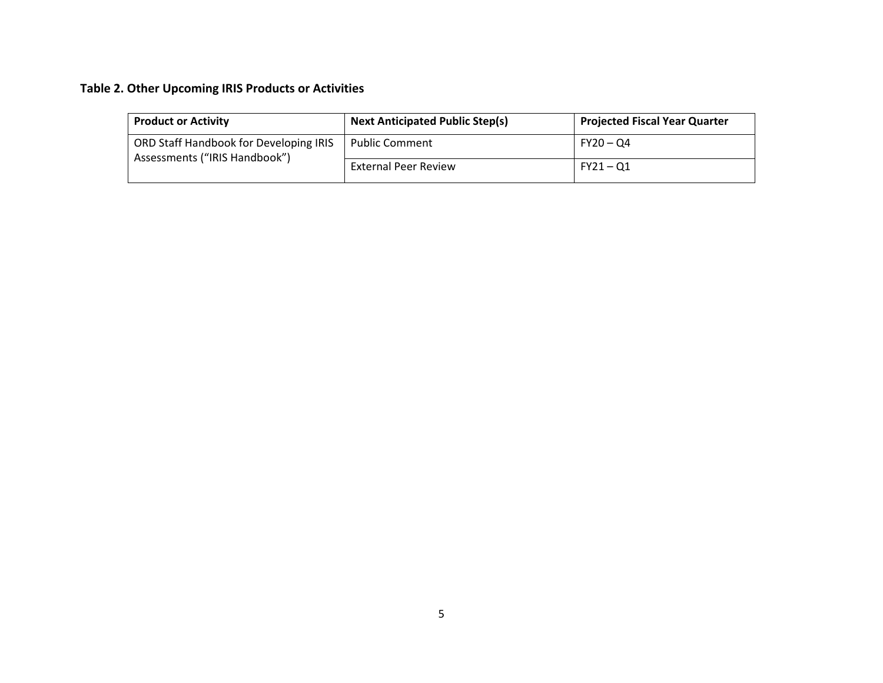**Table 2. Other Upcoming IRIS Products or Activities**

| Product or Activity | Next Anticipated Public Step(s) | Projected Fiscal Year Quarter |
| --- | --- | --- |
| ORD Staff Handbook for Developing IRIS Assessments ("IRIS Handbook") | Public Comment | FY20 – Q4 |
| | External Peer Review | FY21 – Q1 |